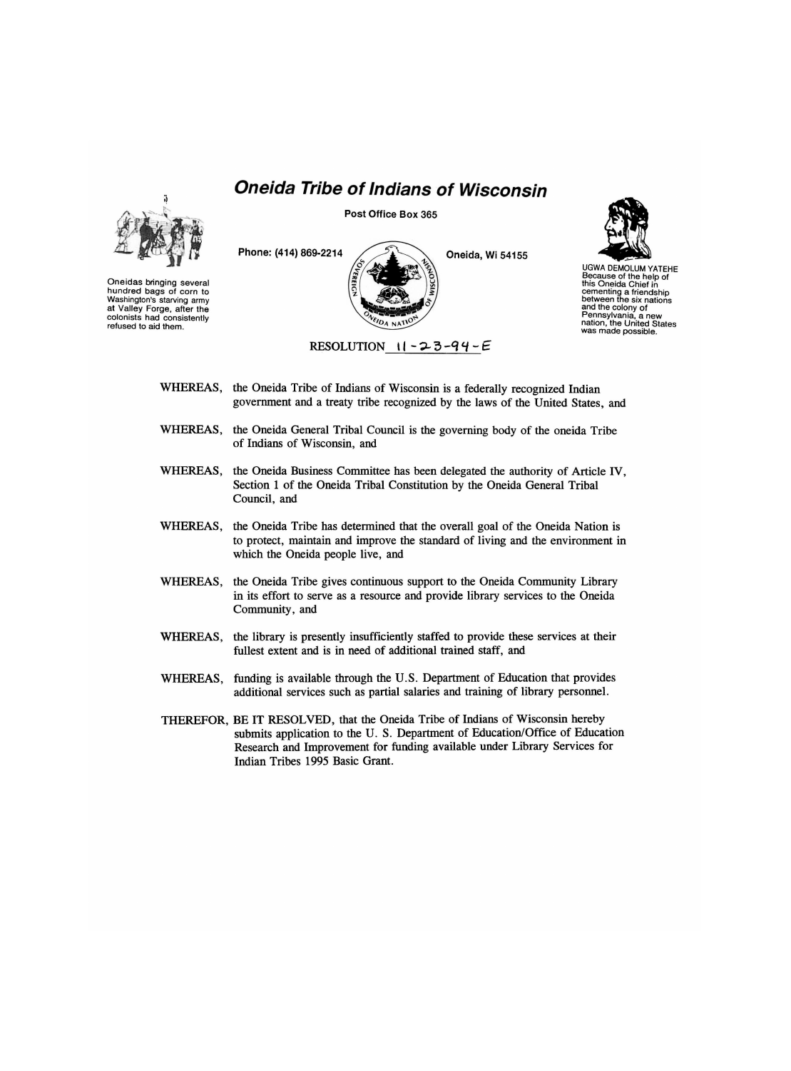# *Oneida Tribe of Indians of Wisconsin*

**Post Office Box 365**

**Phone: (414) 869-2214** **Oneida, Wi 54155**

Oneidas bringing several hundred bags of corn to Washington's starving army at Valley Forge, after the colonists had consistently refused to aid them.

UGWA DEMOLUM YATEHE
Because of the help of this Oneida Chief in cementing a friendship between the six nations and the colony of Pennsylvania, a new nation, the United States was made possible.

RESOLUTION 11-23-94-E

WHEREAS, the Oneida Tribe of Indians of Wisconsin is a federally recognized Indian government and a treaty tribe recognized by the laws of the United States, and

WHEREAS, the Oneida General Tribal Council is the governing body of the oneida Tribe of Indians of Wisconsin, and

WHEREAS, the Oneida Business Committee has been delegated the authority of Article IV, Section 1 of the Oneida Tribal Constitution by the Oneida General Tribal Council, and

WHEREAS, the Oneida Tribe has determined that the overall goal of the Oneida Nation is to protect, maintain and improve the standard of living and the environment in which the Oneida people live, and

WHEREAS, the Oneida Tribe gives continuous support to the Oneida Community Library in its effort to serve as a resource and provide library services to the Oneida Community, and

WHEREAS, the library is presently insufficiently staffed to provide these services at their fullest extent and is in need of additional trained staff, and

WHEREAS, funding is available through the U.S. Department of Education that provides additional services such as partial salaries and training of library personnel.

THEREFOR, BE IT RESOLVED, that the Oneida Tribe of Indians of Wisconsin hereby submits application to the U. S. Department of Education/Office of Education Research and Improvement for funding available under Library Services for Indian Tribes 1995 Basic Grant.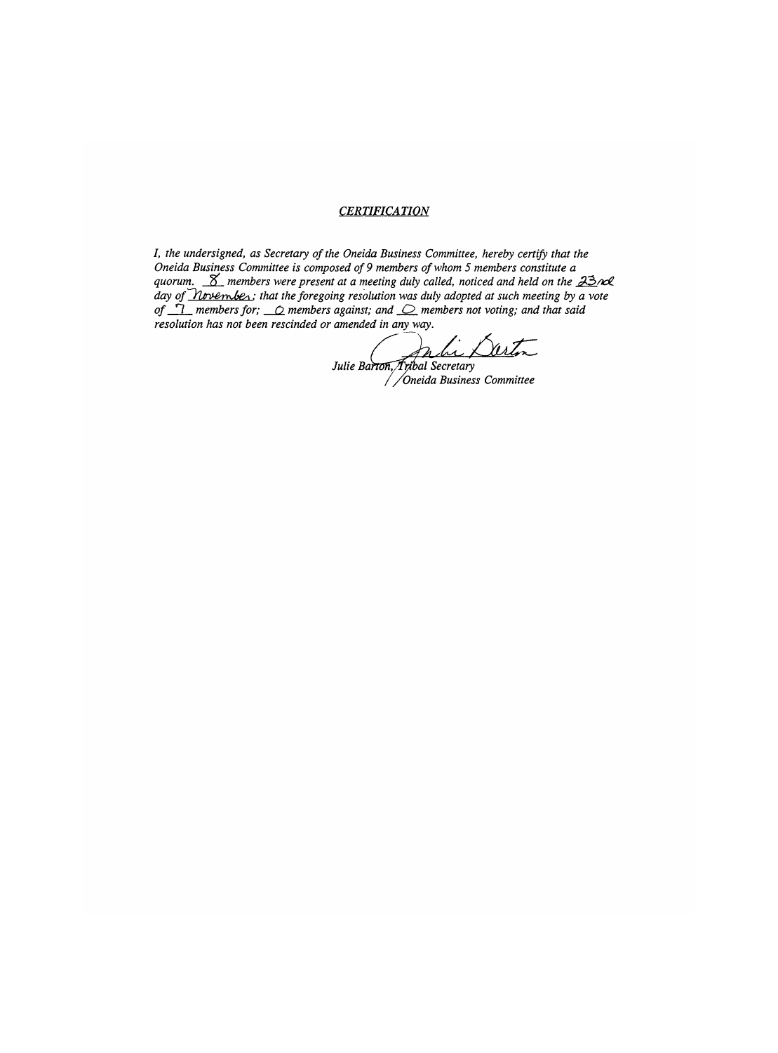***CERTIFICATION***

*I, the undersigned, as Secretary of the Oneida Business Committee, hereby certify that the Oneida Business Committee is composed of 9 members of whom 5 members constitute a quorum. 8 members were present at a meeting duly called, noticed and held on the 23rd day of November; that the foregoing resolution was duly adopted at such meeting by a vote of 7 members for; 0 members against; and 0 members not voting; and that said resolution has not been rescinded or amended in any way.*

*Julie Barton, Tribal Secretary*
*Oneida Business Committee*